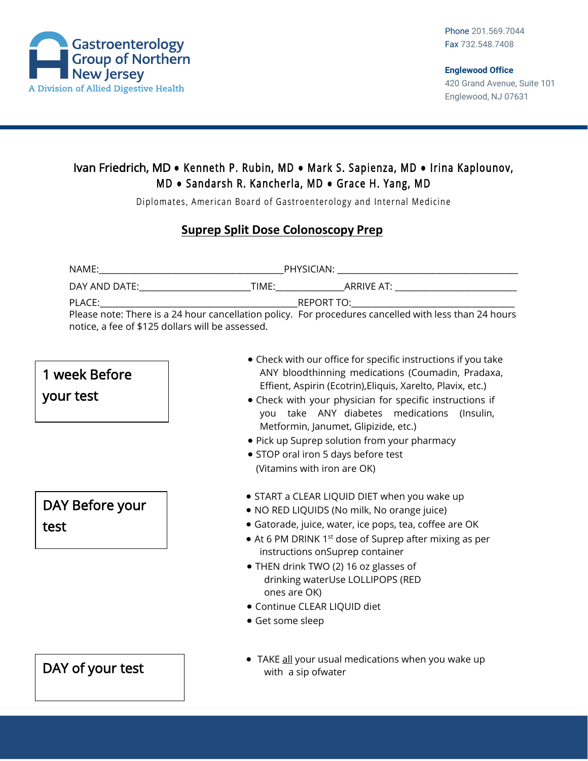Gastroenterology Group of Northern New Jersey

A Division of Allied Digestive Health

Phone 201.569.7044
Fax 732.548.7408

**Englewood Office**
420 Grand Avenue, Suite 101
Englewood, NJ 07631

Ivan Friedrich, MD • Kenneth P. Rubin, MD • Mark S. Sapienza, MD • Irina Kaplounov, MD • Sandarsh R. Kancherla, MD • Grace H. Yang, MD

Diplomates, American Board of Gastroenterology and Internal Medicine

# Suprep Split Dose Colonoscopy Prep

NAME:______________________________________PHYSICIAN: _____________________________________

DAY AND DATE:______________________TIME:_____________ARRIVE AT: __________________________

PLACE:_________________________________________REPORT TO:___________________________________

Please note: There is a 24 hour cancellation policy. For procedures cancelled with less than 24 hours notice, a fee of $125 dollars will be assessed.

## 1 week Before your test

- Check with our office for specific instructions if you take ANY bloodthinning medications (Coumadin, Pradaxa, Effient, Aspirin (Ecotrin),Eliquis, Xarelto, Plavix, etc.)
- Check with your physician for specific instructions if you take ANY diabetes medications (Insulin, Metformin, Janumet, Glipizide, etc.)
- Pick up Suprep solution from your pharmacy
- STOP oral iron 5 days before test (Vitamins with iron are OK)

## DAY Before your test

- START a CLEAR LIQUID DIET when you wake up
- NO RED LIQUIDS (No milk, No orange juice)
- Gatorade, juice, water, ice pops, tea, coffee are OK
- At 6 PM DRINK 1st dose of Suprep after mixing as per instructions onSuprep container
- THEN drink TWO (2) 16 oz glasses of drinking waterUse LOLLIPOPS (RED ones are OK)
- Continue CLEAR LIQUID diet
- Get some sleep

## DAY of your test

- TAKE <u>all</u> your usual medications when you wake up with a sip ofwater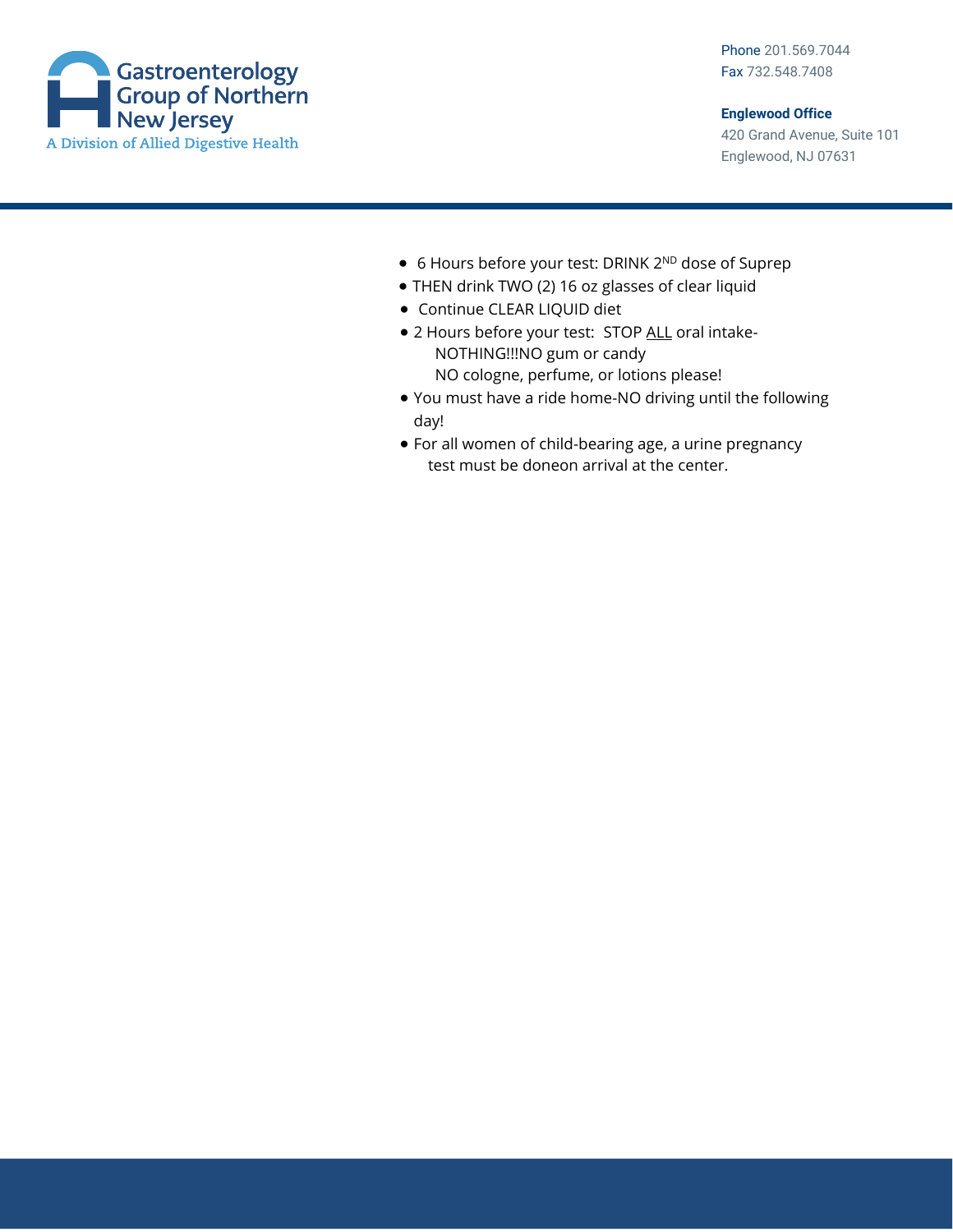- 6 Hours before your test: DRINK 2ND dose of Suprep
- THEN drink TWO (2) 16 oz glasses of clear liquid
- Continue CLEAR LIQUID diet
- 2 Hours before your test: STOP ALL oral intake-
  NOTHING!!!NO gum or candy
  NO cologne, perfume, or lotions please!
- You must have a ride home-NO driving until the following day!
- For all women of child-bearing age, a urine pregnancy test must be doneon arrival at the center.